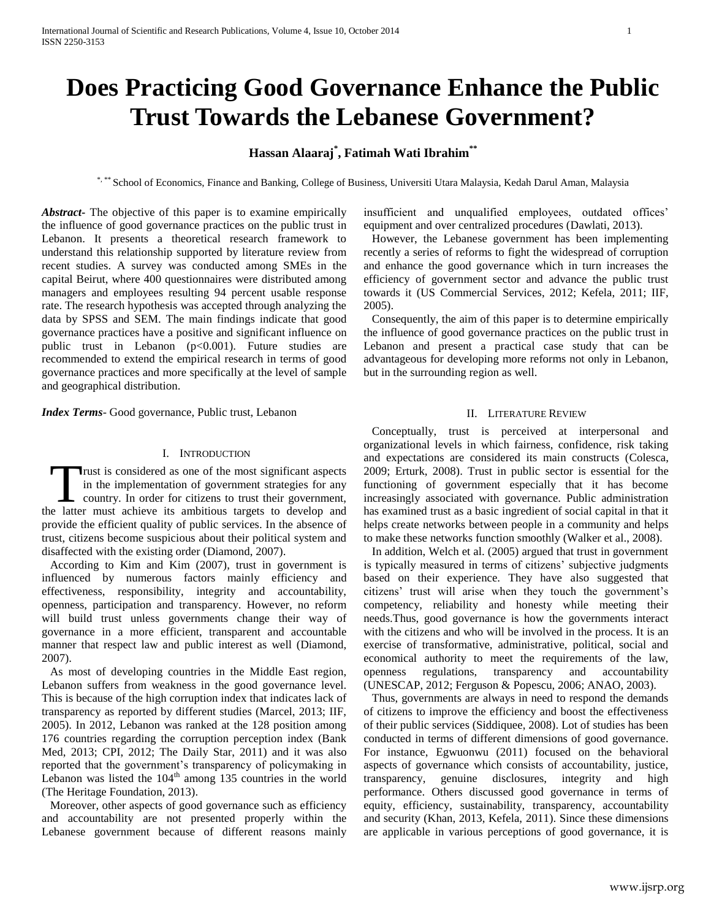# Does Practicing Good Governance Enhance the Public Trust Towards the Lebanese Government?

**Hassan Alaaraj[*], Fatimah Wati Ibrahim[**]**

[*, **] School of Economics, Finance and Banking, College of Business, Universiti Utara Malaysia, Kedah Darul Aman, Malaysia

***Abstract-*** The objective of this paper is to examine empirically the influence of good governance practices on the public trust in Lebanon. It presents a theoretical research framework to understand this relationship supported by literature review from recent studies. A survey was conducted among SMEs in the capital Beirut, where 400 questionnaires were distributed among managers and employees resulting 94 percent usable response rate. The research hypothesis was accepted through analyzing the data by SPSS and SEM. The main findings indicate that good governance practices have a positive and significant influence on public trust in Lebanon ($p<0.001$). Future studies are recommended to extend the empirical research in terms of good governance practices and more specifically at the level of sample and geographical distribution.

***Index Terms-*** Good governance, Public trust, Lebanon

## I. Introduction

Trust is considered as one of the most significant aspects in the implementation of government strategies for any country. In order for citizens to trust their government, the latter must achieve its ambitious targets to develop and provide the efficient quality of public services. In the absence of trust, citizens become suspicious about their political system and disaffected with the existing order (Diamond, 2007).

According to Kim and Kim (2007), trust in government is influenced by numerous factors mainly efficiency and effectiveness, responsibility, integrity and accountability, openness, participation and transparency. However, no reform will build trust unless governments change their way of governance in a more efficient, transparent and accountable manner that respect law and public interest as well (Diamond, 2007).

As most of developing countries in the Middle East region, Lebanon suffers from weakness in the good governance level. This is because of the high corruption index that indicates lack of transparency as reported by different studies (Marcel, 2013; IIF, 2005). In 2012, Lebanon was ranked at the 128 position among 176 countries regarding the corruption perception index (Bank Med, 2013; CPI, 2012; The Daily Star, 2011) and it was also reported that the government's transparency of policymaking in Lebanon was listed the $104^{th}$ among 135 countries in the world (The Heritage Foundation, 2013).

Moreover, other aspects of good governance such as efficiency and accountability are not presented properly within the Lebanese government because of different reasons mainly insufficient and unqualified employees, outdated offices' equipment and over centralized procedures (Dawlati, 2013).

However, the Lebanese government has been implementing recently a series of reforms to fight the widespread of corruption and enhance the good governance which in turn increases the efficiency of government sector and advance the public trust towards it (US Commercial Services, 2012; Kefela, 2011; IIF, 2005).

Consequently, the aim of this paper is to determine empirically the influence of good governance practices on the public trust in Lebanon and present a practical case study that can be advantageous for developing more reforms not only in Lebanon, but in the surrounding region as well.

## II. Literature Review

Conceptually, trust is perceived at interpersonal and organizational levels in which fairness, confidence, risk taking and expectations are considered its main constructs (Colesca, 2009; Erturk, 2008). Trust in public sector is essential for the functioning of government especially that it has become increasingly associated with governance. Public administration has examined trust as a basic ingredient of social capital in that it helps create networks between people in a community and helps to make these networks function smoothly (Walker et al., 2008).

In addition, Welch et al. (2005) argued that trust in government is typically measured in terms of citizens' subjective judgments based on their experience. They have also suggested that citizens' trust will arise when they touch the government's competency, reliability and honesty while meeting their needs.Thus, good governance is how the governments interact with the citizens and who will be involved in the process. It is an exercise of transformative, administrative, political, social and economical authority to meet the requirements of the law, openness regulations, transparency and accountability (UNESCAP, 2012; Ferguson & Popescu, 2006; ANAO, 2003).

Thus, governments are always in need to respond the demands of citizens to improve the efficiency and boost the effectiveness of their public services (Siddiquee, 2008). Lot of studies has been conducted in terms of different dimensions of good governance. For instance, Egwuonwu (2011) focused on the behavioral aspects of governance which consists of accountability, justice, transparency, genuine disclosures, integrity and high performance. Others discussed good governance in terms of equity, efficiency, sustainability, transparency, accountability and security (Khan, 2013, Kefela, 2011). Since these dimensions are applicable in various perceptions of good governance, it is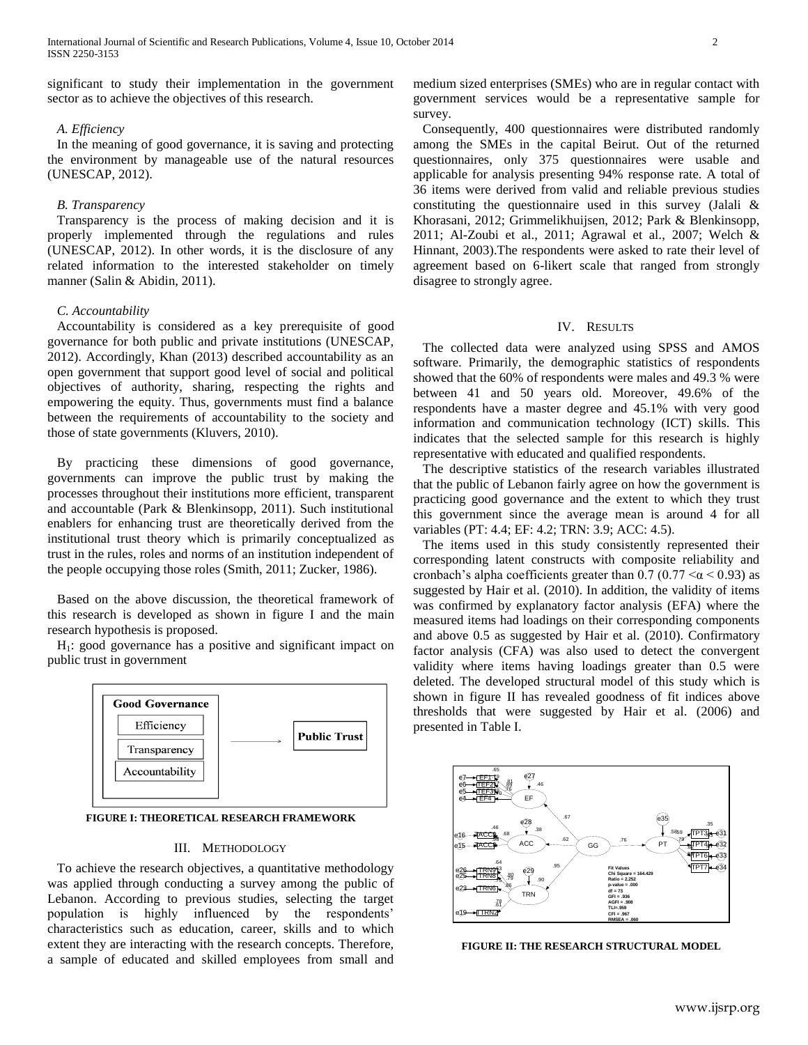significant to study their implementation in the government sector as to achieve the objectives of this research.

### *A. Efficiency*

In the meaning of good governance, it is saving and protecting the environment by manageable use of the natural resources (UNESCAP, 2012).

### *B. Transparency*

Transparency is the process of making decision and it is properly implemented through the regulations and rules (UNESCAP, 2012). In other words, it is the disclosure of any related information to the interested stakeholder on timely manner (Salin & Abidin, 2011).

### *C. Accountability*

Accountability is considered as a key prerequisite of good governance for both public and private institutions (UNESCAP, 2012). Accordingly, Khan (2013) described accountability as an open government that support good level of social and political objectives of authority, sharing, respecting the rights and empowering the equity. Thus, governments must find a balance between the requirements of accountability to the society and those of state governments (Kluvers, 2010).

By practicing these dimensions of good governance, governments can improve the public trust by making the processes throughout their institutions more efficient, transparent and accountable (Park & Blenkinsopp, 2011). Such institutional enablers for enhancing trust are theoretically derived from the institutional trust theory which is primarily conceptualized as trust in the rules, roles and norms of an institution independent of the people occupying those roles (Smith, 2011; Zucker, 1986).

Based on the above discussion, the theoretical framework of this research is developed as shown in figure I and the main research hypothesis is proposed.

$H_1$: good governance has a positive and significant impact on public trust in government

**FIGURE I: THEORETICAL RESEARCH FRAMEWORK**

## III. Methodology

To achieve the research objectives, a quantitative methodology was applied through conducting a survey among the public of Lebanon. According to previous studies, selecting the target population is highly influenced by the respondents' characteristics such as education, career, skills and to which extent they are interacting with the research concepts. Therefore, a sample of educated and skilled employees from small and medium sized enterprises (SMEs) who are in regular contact with government services would be a representative sample for survey.

Consequently, 400 questionnaires were distributed randomly among the SMEs in the capital Beirut. Out of the returned questionnaires, only 375 questionnaires were usable and applicable for analysis presenting 94% response rate. A total of 36 items were derived from valid and reliable previous studies constituting the questionnaire used in this survey (Jalali & Khorasani, 2012; Grimmelikhuijsen, 2012; Park & Blenkinsopp, 2011; Al-Zoubi et al., 2011; Agrawal et al., 2007; Welch & Hinnant, 2003).The respondents were asked to rate their level of agreement based on 6-likert scale that ranged from strongly disagree to strongly agree.

## IV. Results

The collected data were analyzed using SPSS and AMOS software. Primarily, the demographic statistics of respondents showed that the 60% of respondents were males and 49.3 % were between 41 and 50 years old. Moreover, 49.6% of the respondents have a master degree and 45.1% with very good information and communication technology (ICT) skills. This indicates that the selected sample for this research is highly representative with educated and qualified respondents.

The descriptive statistics of the research variables illustrated that the public of Lebanon fairly agree on how the government is practicing good governance and the extent to which they trust this government since the average mean is around 4 for all variables (PT: 4.4; EF: 4.2; TRN: 3.9; ACC: 4.5).

The items used in this study consistently represented their corresponding latent constructs with composite reliability and cronbach's alpha coefficients greater than 0.7 ($0.77 < \alpha < 0.93$) as suggested by Hair et al. (2010). In addition, the validity of items was confirmed by explanatory factor analysis (EFA) where the measured items had loadings on their corresponding components and above 0.5 as suggested by Hair et al. (2010). Confirmatory factor analysis (CFA) was also used to detect the convergent validity where items having loadings greater than 0.5 were deleted. The developed structural model of this study which is shown in figure II has revealed goodness of fit indices above thresholds that were suggested by Hair et al. (2006) and presented in Table I.

**FIGURE II: THE RESEARCH STRUCTURAL MODEL**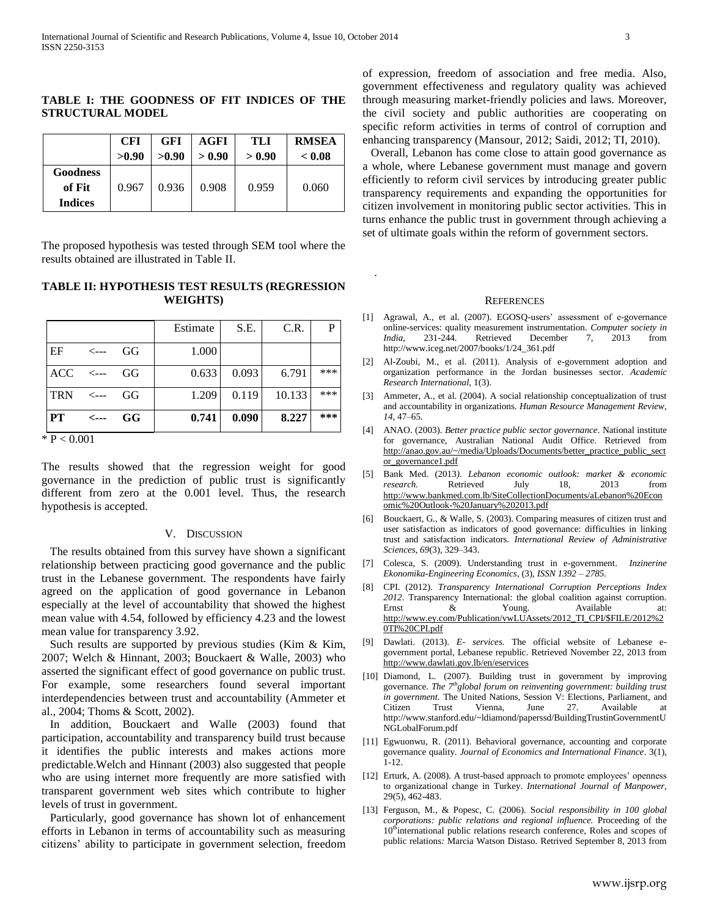**TABLE I: THE GOODNESS OF FIT INDICES OF THE STRUCTURAL MODEL**

| | CFI >0.90 | GFI >0.90 | AGFI > 0.90 | TLI > 0.90 | RMSEA < 0.08 |
|---|---|---|---|---|---|
| **Goodness of Fit Indices** | 0.967 | 0.936 | 0.908 | 0.959 | 0.060 |

The proposed hypothesis was tested through SEM tool where the results obtained are illustrated in Table II.

**TABLE II: HYPOTHESIS TEST RESULTS (REGRESSION WEIGHTS)**

| | | | Estimate | S.E. | C.R. | P |
|---|---|---|---|---|---|---|
| EF | <--- | GG | 1.000 | | | |
| ACC | <--- | GG | 0.633 | 0.093 | 6.791 | *** |
| TRN | <--- | GG | 1.209 | 0.119 | 10.133 | *** |
| **PT** | **<---** | **GG** | **0.741** | **0.090** | **8.227** | ***** |

* $P < 0.001$

The results showed that the regression weight for good governance in the prediction of public trust is significantly different from zero at the 0.001 level. Thus, the research hypothesis is accepted.

## V. Discussion

The results obtained from this survey have shown a significant relationship between practicing good governance and the public trust in the Lebanese government. The respondents have fairly agreed on the application of good governance in Lebanon especially at the level of accountability that showed the highest mean value with 4.54, followed by efficiency 4.23 and the lowest mean value for transparency 3.92.

Such results are supported by previous studies (Kim & Kim, 2007; Welch & Hinnant, 2003; Bouckaert & Walle, 2003) who asserted the significant effect of good governance on public trust. For example, some researchers found several important interdependencies between trust and accountability (Ammeter et al., 2004; Thoms & Scott, 2002).

In addition, Bouckaert and Walle (2003) found that participation, accountability and transparency build trust because it identifies the public interests and makes actions more predictable.Welch and Hinnant (2003) also suggested that people who are using internet more frequently are more satisfied with transparent government web sites which contribute to higher levels of trust in government.

Particularly, good governance has shown lot of enhancement efforts in Lebanon in terms of accountability such as measuring citizens' ability to participate in government selection, freedom of expression, freedom of association and free media. Also, government effectiveness and regulatory quality was achieved through measuring market-friendly policies and laws. Moreover, the civil society and public authorities are cooperating on specific reform activities in terms of control of corruption and enhancing transparency (Mansour, 2012; Saidi, 2012; TI, 2010).

Overall, Lebanon has come close to attain good governance as a whole, where Lebanese government must manage and govern efficiently to reform civil services by introducing greater public transparency requirements and expanding the opportunities for citizen involvement in monitoring public sector activities. This in turns enhance the public trust in government through achieving a set of ultimate goals within the reform of government sectors.

## References

[1] Agrawal, A., et al. (2007). EGOSQ-users' assessment of e-governance online-services: quality measurement instrumentation. *Computer society in India*, 231-244. Retrieved December 7, 2013 from http://www.iceg.net/2007/books/1/24_361.pdf

[2] Al-Zoubi, M., et al. (2011). Analysis of e-government adoption and organization performance in the Jordan businesses sector. *Academic Research International*, 1(3).

[3] Ammeter, A., et al. (2004). A social relationship conceptualization of trust and accountability in organizations. *Human Resource Management Review, 14*, 47–65.

[4] ANAO. (2003). *Better practice public sector governance*. National institute for governance, Australian National Audit Office. Retrieved from http://anao.gov.au/~/media/Uploads/Documents/better_practice_public_sector_governance1.pdf

[5] Bank Med. (2013*). Lebanon economic outlook: market & economic research.* Retrieved July 18, 2013 from http://www.bankmed.com.lb/SiteCollectionDocuments/aLebanon%20Economic%20Outlook-%20January%202013.pdf

[6] Bouckaert, G., & Walle, S. (2003). Comparing measures of citizen trust and user satisfaction as indicators of good governance: difficulties in linking trust and satisfaction indicators. *International Review of Administrative Sciences, 69*(3), 329–343.

[7] Colesca, S. (2009). Understanding trust in e-government. *Inzinerine Ekonomika-Engineering Economics*, (3), *ISSN 1392 – 2785.*

[8] CPI. (2012). *Transparency International Corruption Perceptions Index 2012*. Transparency International: the global coalition against corruption. Ernst & Young. Available at: http://www.ey.com/Publication/vwLUAssets/2012_TI_CPI/$FILE/2012%20TI%20CPI.pdf

[9] Dawlati. (2013). *E- services.* The official website of Lebanese e-government portal, Lebanese republic. Retrieved November 22, 2013 from http://www.dawlati.gov.lb/en/eservices

[10] Diamond, L. (2007). Building trust in government by improving governance. *The 7th global forum on reinventing government: building trust in government.* The United Nations, Session V: Elections, Parliament, and Citizen Trust Vienna, June 27. Available at http://www.stanford.edu/~ldiamond/paperssd/BuildingTrustinGovernmentUNGLobalForum.pdf

[11] Egwuonwu, R. (2011). Behavioral governance, accounting and corporate governance quality. *Journal of Economics and International Finance*. 3(1), 1-12.

[12] Erturk, A. (2008). A trust-based approach to promote employees' openness to organizational change in Turkey. *International Journal of Manpower*, 29(5), 462-483.

[13] Ferguson, M., & Popesc, C. (2006). S*ocial responsibility in 100 global corporations: public relations and regional influence.* Proceeding of the 10th international public relations research conference, Roles and scopes of public relations*:* Marcia Watson Distaso. Retrived September 8, 2013 from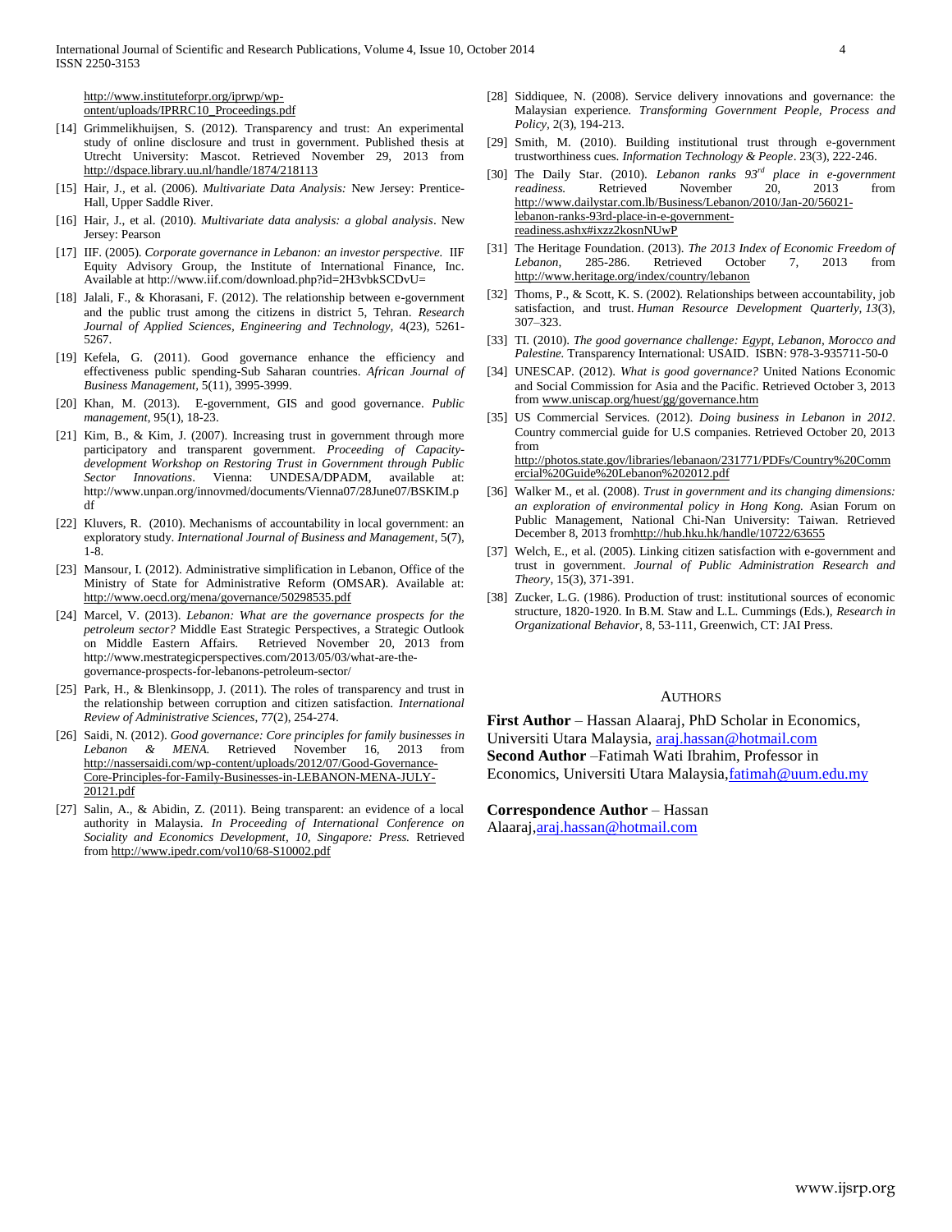http://www.instituteforpr.org/iprwp/wp-ontent/uploads/IPRRC10_Proceedings.pdf

[14] Grimmelikhuijsen, S. (2012). Transparency and trust: An experimental study of online disclosure and trust in government. Published thesis at Utrecht University: Mascot. Retrieved November 29, 2013 from http://dspace.library.uu.nl/handle/1874/218113

[15] Hair, J., et al. (2006). *Multivariate Data Analysis:* New Jersey: Prentice-Hall, Upper Saddle River.

[16] Hair, J., et al. (2010). *Multivariate data analysis: a global analysis*. New Jersey: Pearson

[17] IIF. (2005). *Corporate governance in Lebanon: an investor perspective.* IIF Equity Advisory Group, the Institute of International Finance, Inc. Available at http://www.iif.com/download.php?id=2H3vbkSCDvU=

[18] Jalali, F., & Khorasani, F. (2012). The relationship between e-government and the public trust among the citizens in district 5, Tehran. *Research Journal of Applied Sciences, Engineering and Technology*, 4(23), 5261-5267.

[19] Kefela, G. (2011). Good governance enhance the efficiency and effectiveness public spending-Sub Saharan countries. *African Journal of Business Management*, 5(11), 3995-3999.

[20] Khan, M. (2013). E-government, GIS and good governance. *Public management*, 95(1), 18-23.

[21] Kim, B., & Kim, J. (2007). Increasing trust in government through more participatory and transparent government. *Proceeding of Capacity-development Workshop on Restoring Trust in Government through Public Sector Innovations*. Vienna: UNDESA/DPADM, available at: http://www.unpan.org/innovmed/documents/Vienna07/28June07/BSKIM.pdf

[22] Kluvers, R. (2010). Mechanisms of accountability in local government: an exploratory study. *International Journal of Business and Management*, 5(7), 1-8.

[23] Mansour, I. (2012). Administrative simplification in Lebanon, Office of the Ministry of State for Administrative Reform (OMSAR). Available at: http://www.oecd.org/mena/governance/50298535.pdf

[24] Marcel, V. (2013). *Lebanon: What are the governance prospects for the petroleum sector?* Middle East Strategic Perspectives, a Strategic Outlook on Middle Eastern Affairs. Retrieved November 20, 2013 from http://www.mestrategicperspectives.com/2013/05/03/what-are-the-governance-prospects-for-lebanons-petroleum-sector/

[25] Park, H., & Blenkinsopp, J. (2011). The roles of transparency and trust in the relationship between corruption and citizen satisfaction. *International Review of Administrative Sciences*, 77(2), 254-274.

[26] Saidi, N. (2012). *Good governance: Core principles for family businesses in Lebanon & MENA.* Retrieved November 16, 2013 from http://nassersaidi.com/wp-content/uploads/2012/07/Good-Governance-Core-Principles-for-Family-Businesses-in-LEBANON-MENA-JULY-20121.pdf

[27] Salin, A., & Abidin, Z. (2011). Being transparent: an evidence of a local authority in Malaysia. *In Proceeding of International Conference on Sociality and Economics Development, 10, Singapore: Press.* Retrieved from http://www.ipedr.com/vol10/68-S10002.pdf

[28] Siddiquee, N. (2008). Service delivery innovations and governance: the Malaysian experience. *Transforming Government People, Process and Policy*, 2(3), 194-213.

[29] Smith, M. (2010). Building institutional trust through e-government trustworthiness cues. *Information Technology & People*. 23(3), 222-246.

[30] The Daily Star. (2010). *Lebanon ranks 93rd place in e-government readiness.* Retrieved November 20, 2013 from http://www.dailystar.com.lb/Business/Lebanon/2010/Jan-20/56021-lebanon-ranks-93rd-place-in-e-government-readiness.ashx#ixzz2kosnNUwP

[31] The Heritage Foundation. (2013). *The 2013 Index of Economic Freedom of Lebanon*, 285-286. Retrieved October 7, 2013 from http://www.heritage.org/index/country/lebanon

[32] Thoms, P., & Scott, K. S. (2002). Relationships between accountability, job satisfaction, and trust. *Human Resource Development Quarterly, 13*(3), 307–323.

[33] TI. (2010). *The good governance challenge: Egypt, Lebanon, Morocco and Palestine.* Transparency International: USAID. ISBN: 978-3-935711-50-0

[34] UNESCAP. (2012). *What is good governance?* United Nations Economic and Social Commission for Asia and the Pacific. Retrieved October 3, 2013 from www.uniscap.org/huest/gg/governance.htm

[35] US Commercial Services. (2012). *Doing business in Lebanon in 2012*. Country commercial guide for U.S companies. Retrieved October 20, 2013 from http://photos.state.gov/libraries/lebanaon/231771/PDFs/Country%20Commercial%20Guide%20Lebanon%202012.pdf

[36] Walker M., et al. (2008). *Trust in government and its changing dimensions: an exploration of environmental policy in Hong Kong.* Asian Forum on Public Management, National Chi-Nan University: Taiwan. Retrieved December 8, 2013 fromhttp://hub.hku.hk/handle/10722/63655

[37] Welch, E., et al. (2005). Linking citizen satisfaction with e-government and trust in government. *Journal of Public Administration Research and Theory*, 15(3), 371-391.

[38] Zucker, L.G. (1986). Production of trust: institutional sources of economic structure, 1820-1920. In B.M. Staw and L.L. Cummings (Eds.), *Research in Organizational Behavior*, 8, 53-111, Greenwich, CT: JAI Press.

## AUTHORS

**First Author** – Hassan Alaaraj, PhD Scholar in Economics, Universiti Utara Malaysia, araj.hassan@hotmail.com
**Second Author** –Fatimah Wati Ibrahim, Professor in Economics, Universiti Utara Malaysia,fatimah@uum.edu.my

**Correspondence Author** – Hassan Alaaraj,araj.hassan@hotmail.com